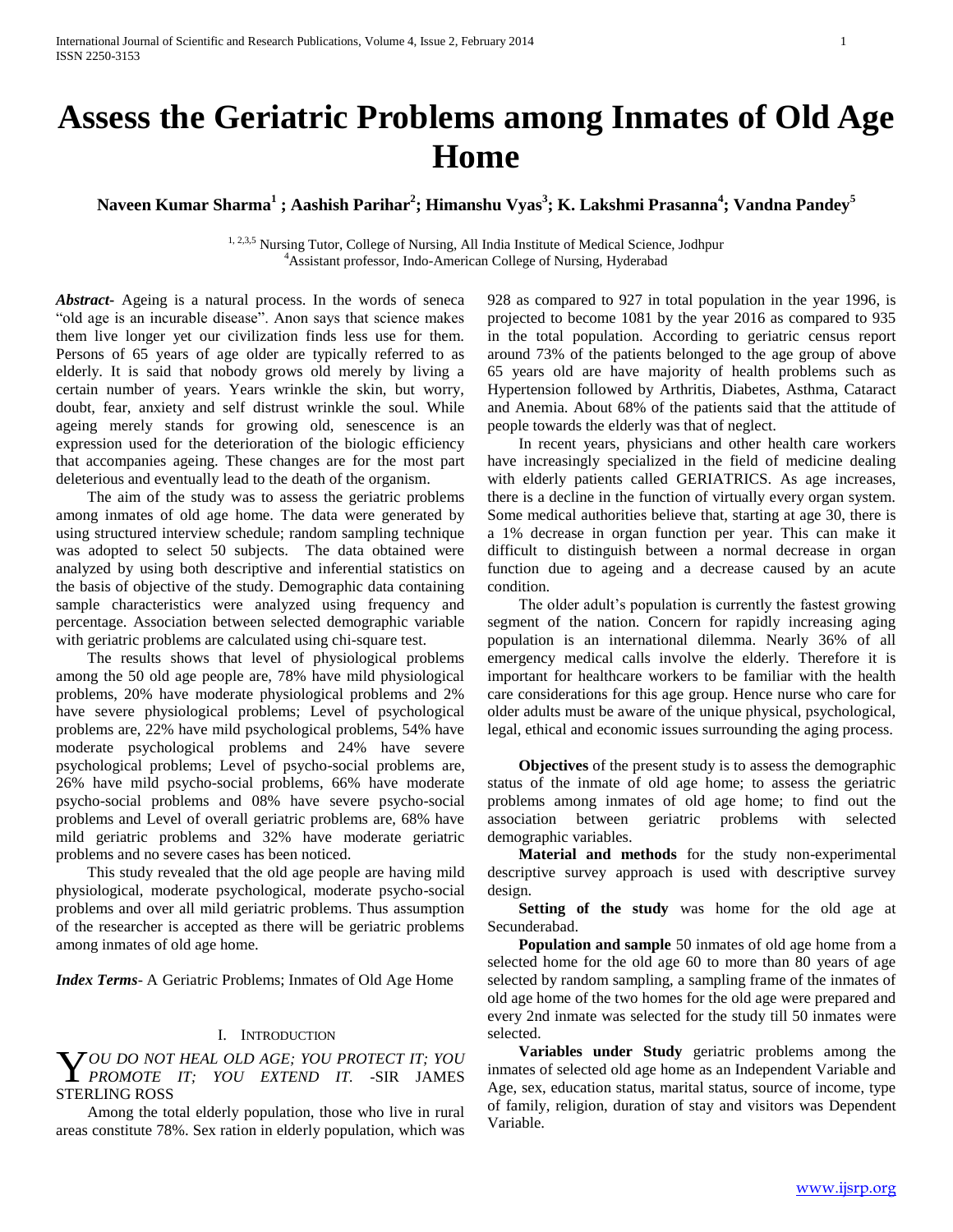# Assess the Geriatric Problems among Inmates of Old Age Home

**Naveen Kumar Sharma[1] ; Aashish Parihar[2]; Himanshu Vyas[3]; K. Lakshmi Prasanna[4]; Vandna Pandey[5]**

[1, 2,3,5] Nursing Tutor, College of Nursing, All India Institute of Medical Science, Jodhpur
[4]Assistant professor, Indo-American College of Nursing, Hyderabad

***Abstract-*** Ageing is a natural process. In the words of seneca "old age is an incurable disease". Anon says that science makes them live longer yet our civilization finds less use for them. Persons of 65 years of age older are typically referred to as elderly. It is said that nobody grows old merely by living a certain number of years. Years wrinkle the skin, but worry, doubt, fear, anxiety and self distrust wrinkle the soul. While ageing merely stands for growing old, senescence is an expression used for the deterioration of the biologic efficiency that accompanies ageing. These changes are for the most part deleterious and eventually lead to the death of the organism.

The aim of the study was to assess the geriatric problems among inmates of old age home. The data were generated by using structured interview schedule; random sampling technique was adopted to select 50 subjects. The data obtained were analyzed by using both descriptive and inferential statistics on the basis of objective of the study. Demographic data containing sample characteristics were analyzed using frequency and percentage. Association between selected demographic variable with geriatric problems are calculated using chi-square test.

The results shows that level of physiological problems among the 50 old age people are, 78% have mild physiological problems, 20% have moderate physiological problems and 2% have severe physiological problems; Level of psychological problems are, 22% have mild psychological problems, 54% have moderate psychological problems and 24% have severe psychological problems; Level of psycho-social problems are, 26% have mild psycho-social problems, 66% have moderate psycho-social problems and 08% have severe psycho-social problems and Level of overall geriatric problems are, 68% have mild geriatric problems and 32% have moderate geriatric problems and no severe cases has been noticed.

This study revealed that the old age people are having mild physiological, moderate psychological, moderate psycho-social problems and over all mild geriatric problems. Thus assumption of the researcher is accepted as there will be geriatric problems among inmates of old age home.

***Index Terms-*** A Geriatric Problems; Inmates of Old Age Home

## I. Introduction

*YOU DO NOT HEAL OLD AGE; YOU PROTECT IT; YOU PROMOTE IT; YOU EXTEND IT.* -SIR JAMES STERLING ROSS

Among the total elderly population, those who live in rural areas constitute 78%. Sex ration in elderly population, which was 928 as compared to 927 in total population in the year 1996, is projected to become 1081 by the year 2016 as compared to 935 in the total population. According to geriatric census report around 73% of the patients belonged to the age group of above 65 years old are have majority of health problems such as Hypertension followed by Arthritis, Diabetes, Asthma, Cataract and Anemia. About 68% of the patients said that the attitude of people towards the elderly was that of neglect.

In recent years, physicians and other health care workers have increasingly specialized in the field of medicine dealing with elderly patients called GERIATRICS. As age increases, there is a decline in the function of virtually every organ system. Some medical authorities believe that, starting at age 30, there is a 1% decrease in organ function per year. This can make it difficult to distinguish between a normal decrease in organ function due to ageing and a decrease caused by an acute condition.

The older adult's population is currently the fastest growing segment of the nation. Concern for rapidly increasing aging population is an international dilemma. Nearly 36% of all emergency medical calls involve the elderly. Therefore it is important for healthcare workers to be familiar with the health care considerations for this age group. Hence nurse who care for older adults must be aware of the unique physical, psychological, legal, ethical and economic issues surrounding the aging process.

**Objectives** of the present study is to assess the demographic status of the inmate of old age home; to assess the geriatric problems among inmates of old age home; to find out the association between geriatric problems with selected demographic variables.

**Material and methods** for the study non-experimental descriptive survey approach is used with descriptive survey design.

**Setting of the study** was home for the old age at Secunderabad.

**Population and sample** 50 inmates of old age home from a selected home for the old age 60 to more than 80 years of age selected by random sampling, a sampling frame of the inmates of old age home of the two homes for the old age were prepared and every 2nd inmate was selected for the study till 50 inmates were selected.

**Variables under Study** geriatric problems among the inmates of selected old age home as an Independent Variable and Age, sex, education status, marital status, source of income, type of family, religion, duration of stay and visitors was Dependent Variable.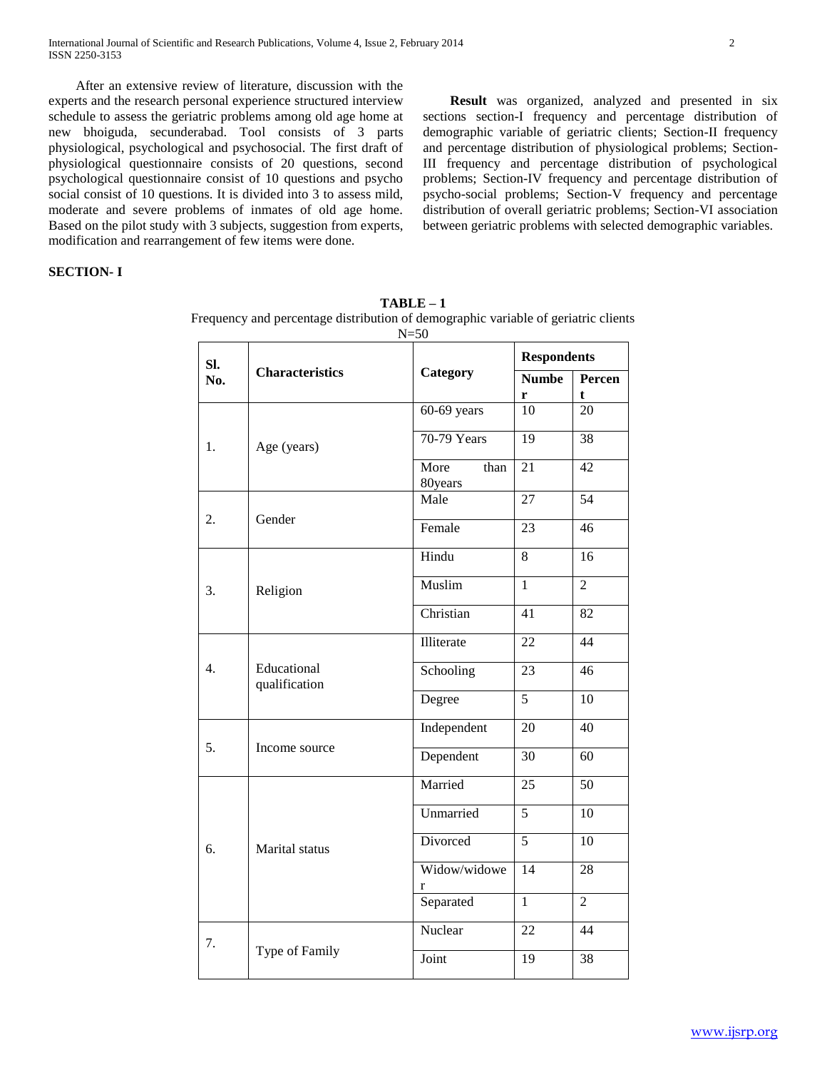After an extensive review of literature, discussion with the experts and the research personal experience structured interview schedule to assess the geriatric problems among old age home at new bhoiguda, secunderabad. Tool consists of 3 parts physiological, psychological and psychosocial. The first draft of physiological questionnaire consists of 20 questions, second psychological questionnaire consist of 10 questions and psycho social consist of 10 questions. It is divided into 3 to assess mild, moderate and severe problems of inmates of old age home. Based on the pilot study with 3 subjects, suggestion from experts, modification and rearrangement of few items were done.

**Result** was organized, analyzed and presented in six sections section-I frequency and percentage distribution of demographic variable of geriatric clients; Section-II frequency and percentage distribution of physiological problems; Section-III frequency and percentage distribution of psychological problems; Section-IV frequency and percentage distribution of psycho-social problems; Section-V frequency and percentage distribution of overall geriatric problems; Section-VI association between geriatric problems with selected demographic variables.

**SECTION- I**

**TABLE – 1**

Frequency and percentage distribution of demographic variable of geriatric clients

N=50

| Sl. No. | Characteristics | Category | Respondents | |
|---|---|---|---|---|
| | | | Number | Percent |
| 1. | Age (years) | 60-69 years | 10 | 20 |
| | | 70-79 Years | 19 | 38 |
| | | More than 80years | 21 | 42 |
| 2. | Gender | Male | 27 | 54 |
| | | Female | 23 | 46 |
| 3. | Religion | Hindu | 8 | 16 |
| | | Muslim | 1 | 2 |
| | | Christian | 41 | 82 |
| 4. | Educational qualification | Illiterate | 22 | 44 |
| | | Schooling | 23 | 46 |
| | | Degree | 5 | 10 |
| 5. | Income source | Independent | 20 | 40 |
| | | Dependent | 30 | 60 |
| 6. | Marital status | Married | 25 | 50 |
| | | Unmarried | 5 | 10 |
| | | Divorced | 5 | 10 |
| | | Widow/widower | 14 | 28 |
| | | Separated | 1 | 2 |
| 7. | Type of Family | Nuclear | 22 | 44 |
| | | Joint | 19 | 38 |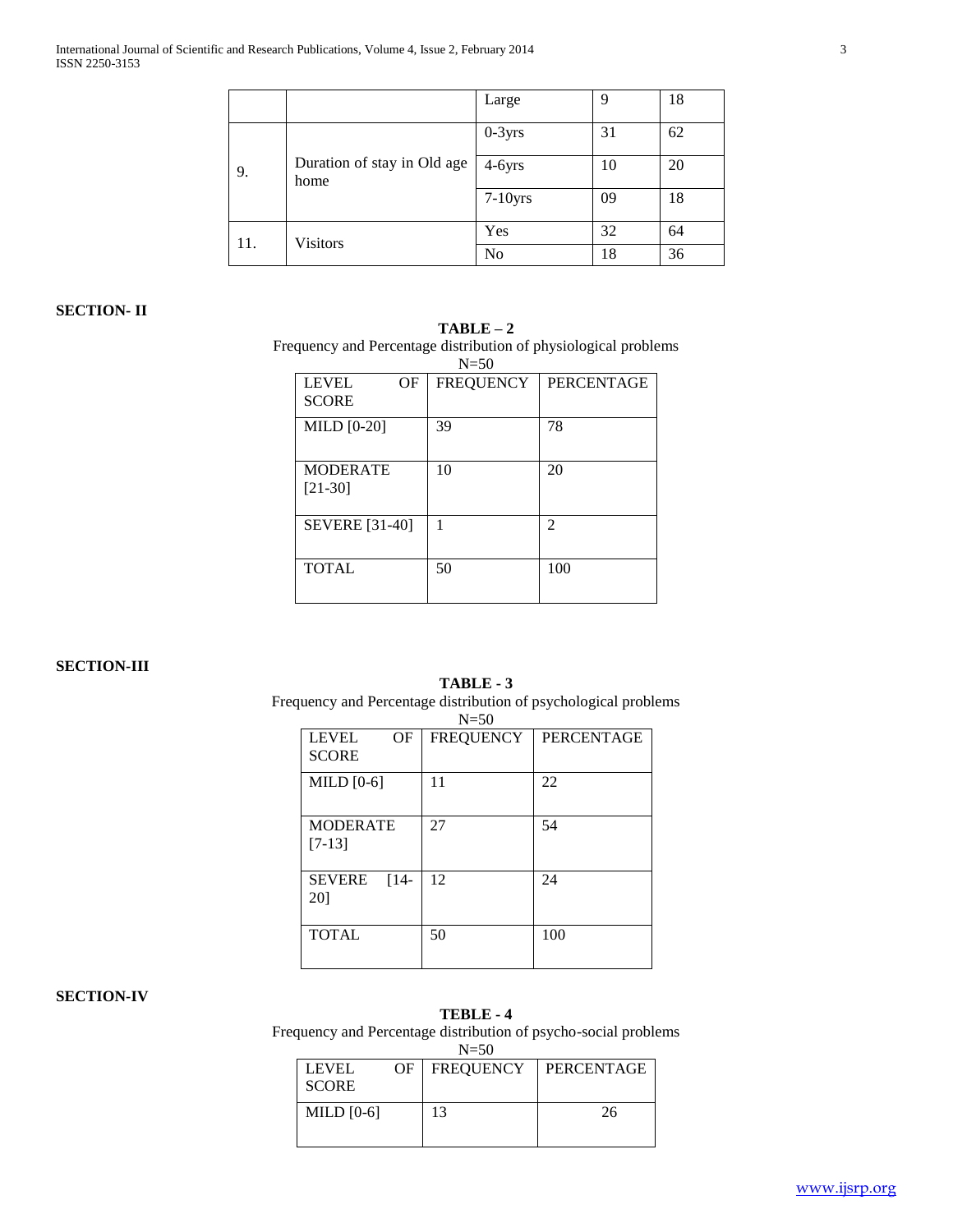|  |  | Large | 9 | 18 |
|---|---|---|---|---|
| 9. | Duration of stay in Old age home | 0-3yrs | 31 | 62 |
|  |  | 4-6yrs | 10 | 20 |
|  |  | 7-10yrs | 09 | 18 |
| 11. | Visitors | Yes | 32 | 64 |
|  |  | No | 18 | 36 |

**SECTION- II**

**TABLE – 2**

Frequency and Percentage distribution of physiological problems

N=50

| LEVEL OF SCORE | FREQUENCY | PERCENTAGE |
|---|---|---|
| MILD [0-20] | 39 | 78 |
| MODERATE [21-30] | 10 | 20 |
| SEVERE [31-40] | 1 | 2 |
| TOTAL | 50 | 100 |

**SECTION-III**

**TABLE - 3**

Frequency and Percentage distribution of psychological problems

N=50

| LEVEL OF SCORE | FREQUENCY | PERCENTAGE |
|---|---|---|
| MILD [0-6] | 11 | 22 |
| MODERATE [7-13] | 27 | 54 |
| SEVERE [14-20] | 12 | 24 |
| TOTAL | 50 | 100 |

**SECTION-IV**

**TEBLE - 4**

Frequency and Percentage distribution of psycho-social problems

N=50

| LEVEL OF SCORE | FREQUENCY | PERCENTAGE |
|---|---|---|
| MILD [0-6] | 13 | 26 |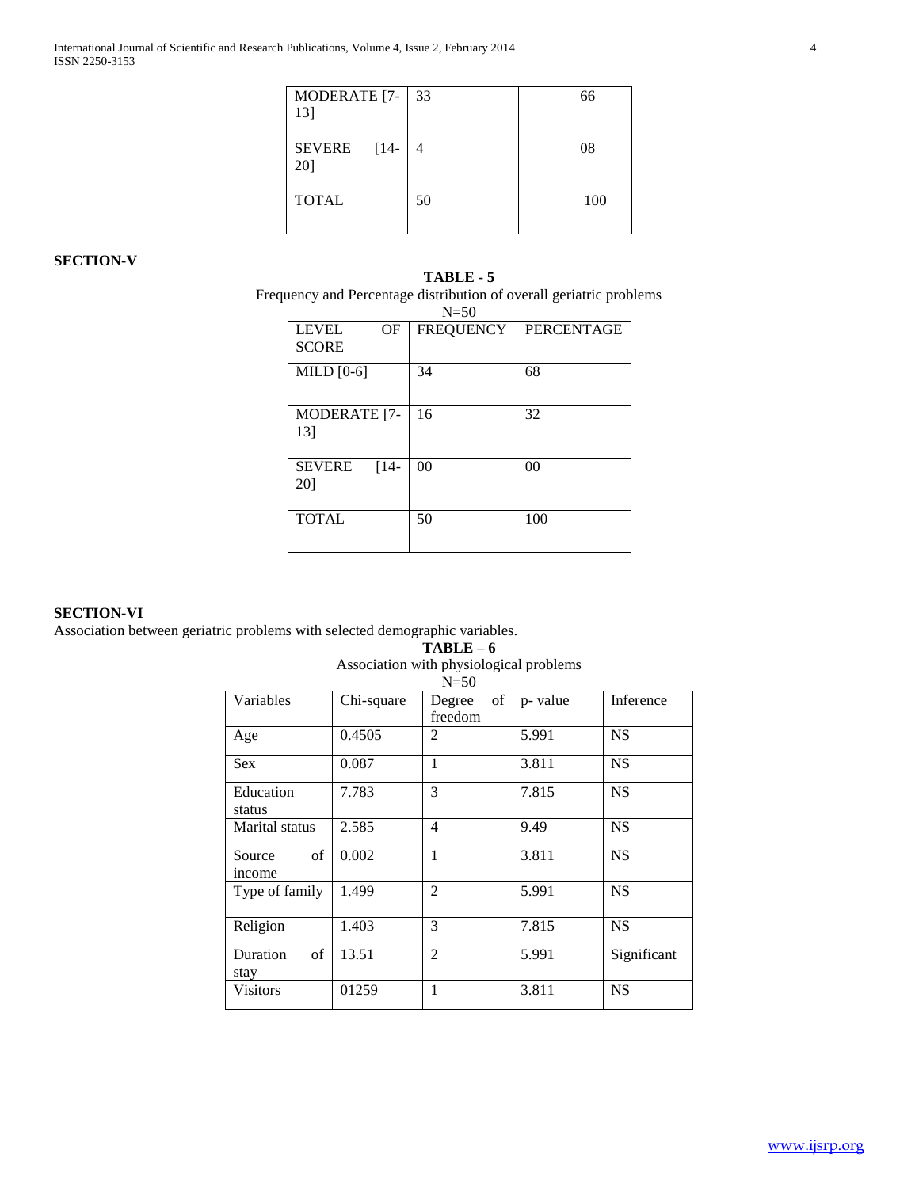| MODERATE [7-13] | 33 | 66 |
|---|---|---|
| SEVERE [14-20] | 4 | 08 |
| TOTAL | 50 | 100 |

**SECTION-V**

**TABLE - 5**

Frequency and Percentage distribution of overall geriatric problems

N=50

| LEVEL OF SCORE | FREQUENCY | PERCENTAGE |
|---|---|---|
| MILD [0-6] | 34 | 68 |
| MODERATE [7-13] | 16 | 32 |
| SEVERE [14-20] | 00 | 00 |
| TOTAL | 50 | 100 |

**SECTION-VI**

Association between geriatric problems with selected demographic variables.

**TABLE – 6**

Association with physiological problems

N=50

| Variables | Chi-square | Degree of freedom | p- value | Inference |
|---|---|---|---|---|
| Age | 0.4505 | 2 | 5.991 | NS |
| Sex | 0.087 | 1 | 3.811 | NS |
| Education status | 7.783 | 3 | 7.815 | NS |
| Marital status | 2.585 | 4 | 9.49 | NS |
| Source of income | 0.002 | 1 | 3.811 | NS |
| Type of family | 1.499 | 2 | 5.991 | NS |
| Religion | 1.403 | 3 | 7.815 | NS |
| Duration of stay | 13.51 | 2 | 5.991 | Significant |
| Visitors | 01259 | 1 | 3.811 | NS |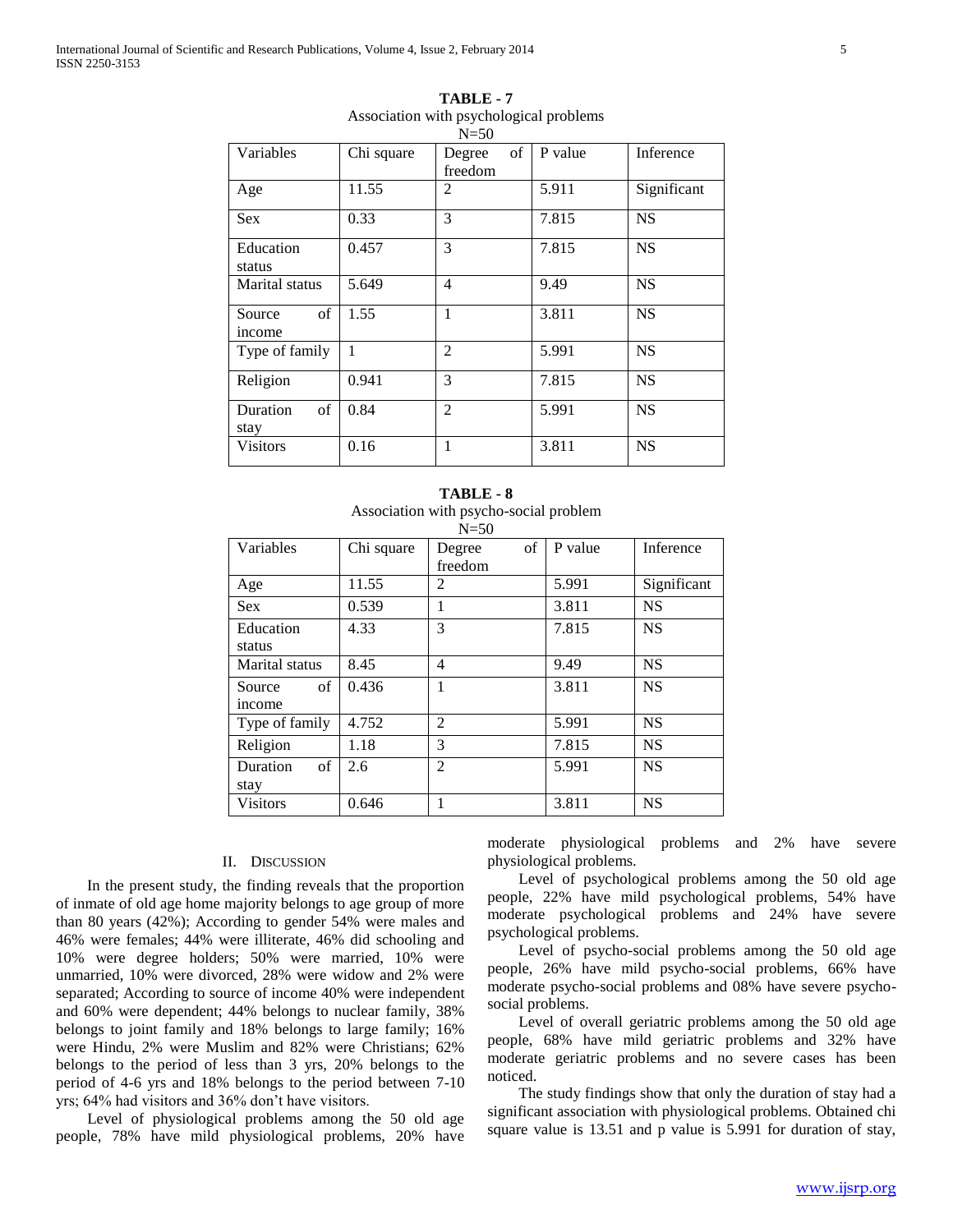**TABLE - 7**

Association with psychological problems

N=50

| Variables | Chi square | Degree of freedom | P value | Inference |
|---|---|---|---|---|
| Age | 11.55 | 2 | 5.911 | Significant |
| Sex | 0.33 | 3 | 7.815 | NS |
| Education status | 0.457 | 3 | 7.815 | NS |
| Marital status | 5.649 | 4 | 9.49 | NS |
| Source of income | 1.55 | 1 | 3.811 | NS |
| Type of family | 1 | 2 | 5.991 | NS |
| Religion | 0.941 | 3 | 7.815 | NS |
| Duration of stay | 0.84 | 2 | 5.991 | NS |
| Visitors | 0.16 | 1 | 3.811 | NS |

**TABLE - 8**

Association with psycho-social problem

N=50

| Variables | Chi square | Degree of freedom | P value | Inference |
|---|---|---|---|---|
| Age | 11.55 | 2 | 5.991 | Significant |
| Sex | 0.539 | 1 | 3.811 | NS |
| Education status | 4.33 | 3 | 7.815 | NS |
| Marital status | 8.45 | 4 | 9.49 | NS |
| Source of income | 0.436 | 1 | 3.811 | NS |
| Type of family | 4.752 | 2 | 5.991 | NS |
| Religion | 1.18 | 3 | 7.815 | NS |
| Duration of stay | 2.6 | 2 | 5.991 | NS |
| Visitors | 0.646 | 1 | 3.811 | NS |

## II. Discussion

In the present study, the finding reveals that the proportion of inmate of old age home majority belongs to age group of more than 80 years (42%); According to gender 54% were males and 46% were females; 44% were illiterate, 46% did schooling and 10% were degree holders; 50% were married, 10% were unmarried, 10% were divorced, 28% were widow and 2% were separated; According to source of income 40% were independent and 60% were dependent; 44% belongs to nuclear family, 38% belongs to joint family and 18% belongs to large family; 16% were Hindu, 2% were Muslim and 82% were Christians; 62% belongs to the period of less than 3 yrs, 20% belongs to the period of 4-6 yrs and 18% belongs to the period between 7-10 yrs; 64% had visitors and 36% don't have visitors.

Level of physiological problems among the 50 old age people, 78% have mild physiological problems, 20% have moderate physiological problems and 2% have severe physiological problems.

Level of psychological problems among the 50 old age people, 22% have mild psychological problems, 54% have moderate psychological problems and 24% have severe psychological problems.

Level of psycho-social problems among the 50 old age people, 26% have mild psycho-social problems, 66% have moderate psycho-social problems and 08% have severe psycho-social problems.

Level of overall geriatric problems among the 50 old age people, 68% have mild geriatric problems and 32% have moderate geriatric problems and no severe cases has been noticed.

The study findings show that only the duration of stay had a significant association with physiological problems. Obtained chi square value is 13.51 and p value is 5.991 for duration of stay,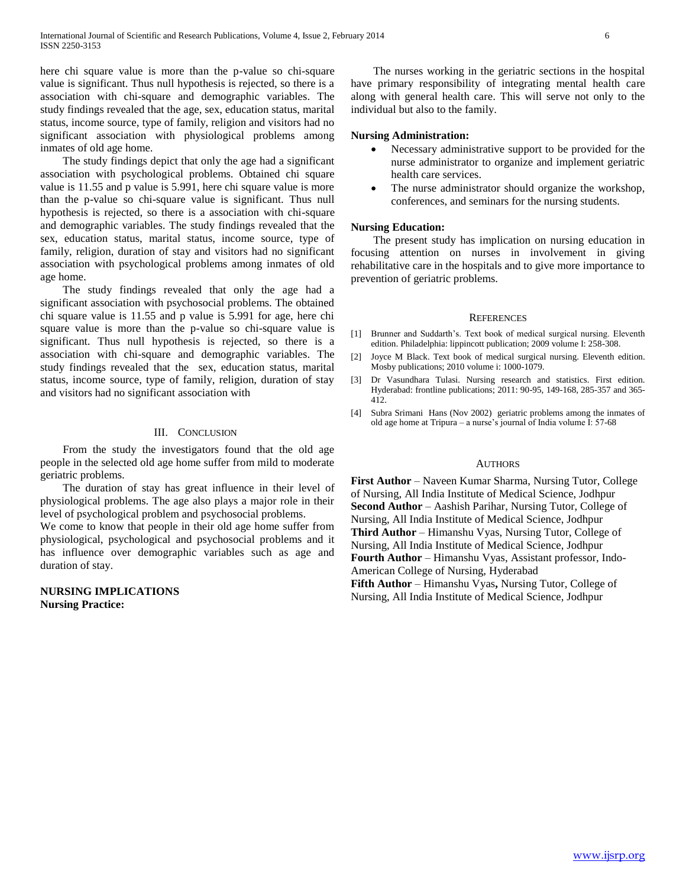here chi square value is more than the p-value so chi-square value is significant. Thus null hypothesis is rejected, so there is a association with chi-square and demographic variables. The study findings revealed that the age, sex, education status, marital status, income source, type of family, religion and visitors had no significant association with physiological problems among inmates of old age home.

The study findings depict that only the age had a significant association with psychological problems. Obtained chi square value is 11.55 and p value is 5.991, here chi square value is more than the p-value so chi-square value is significant. Thus null hypothesis is rejected, so there is a association with chi-square and demographic variables. The study findings revealed that the sex, education status, marital status, income source, type of family, religion, duration of stay and visitors had no significant association with psychological problems among inmates of old age home.

The study findings revealed that only the age had a significant association with psychosocial problems. The obtained chi square value is 11.55 and p value is 5.991 for age, here chi square value is more than the p-value so chi-square value is significant. Thus null hypothesis is rejected, so there is a association with chi-square and demographic variables. The study findings revealed that the sex, education status, marital status, income source, type of family, religion, duration of stay and visitors had no significant association with

## III. Conclusion

From the study the investigators found that the old age people in the selected old age home suffer from mild to moderate geriatric problems.

The duration of stay has great influence in their level of physiological problems. The age also plays a major role in their level of psychological problem and psychosocial problems.

We come to know that people in their old age home suffer from physiological, psychological and psychosocial problems and it has influence over demographic variables such as age and duration of stay.

**NURSING IMPLICATIONS**

**Nursing Practice:**

The nurses working in the geriatric sections in the hospital have primary responsibility of integrating mental health care along with general health care. This will serve not only to the individual but also to the family.

**Nursing Administration:**

- Necessary administrative support to be provided for the nurse administrator to organize and implement geriatric health care services.
- The nurse administrator should organize the workshop, conferences, and seminars for the nursing students.

**Nursing Education:**

The present study has implication on nursing education in focusing attention on nurses in involvement in giving rehabilitative care in the hospitals and to give more importance to prevention of geriatric problems.

## References

[1] Brunner and Suddarth's. Text book of medical surgical nursing. Eleventh edition. Philadelphia: lippincott publication; 2009 volume I: 258-308.

[2] Joyce M Black. Text book of medical surgical nursing. Eleventh edition. Mosby publications; 2010 volume i: 1000-1079.

[3] Dr Vasundhara Tulasi. Nursing research and statistics. First edition. Hyderabad: frontline publications; 2011: 90-95, 149-168, 285-357 and 365-412.

[4] Subra Srimani Hans (Nov 2002) geriatric problems among the inmates of old age home at Tripura – a nurse's journal of India volume I: 57-68

## Authors

**First Author** – Naveen Kumar Sharma, Nursing Tutor, College of Nursing, All India Institute of Medical Science, Jodhpur

**Second Author** – Aashish Parihar, Nursing Tutor, College of Nursing, All India Institute of Medical Science, Jodhpur

**Third Author** – Himanshu Vyas, Nursing Tutor, College of Nursing, All India Institute of Medical Science, Jodhpur

**Fourth Author** – Himanshu Vyas, Assistant professor, Indo-American College of Nursing, Hyderabad

**Fifth Author** – Himanshu Vyas**,** Nursing Tutor, College of Nursing, All India Institute of Medical Science, Jodhpur